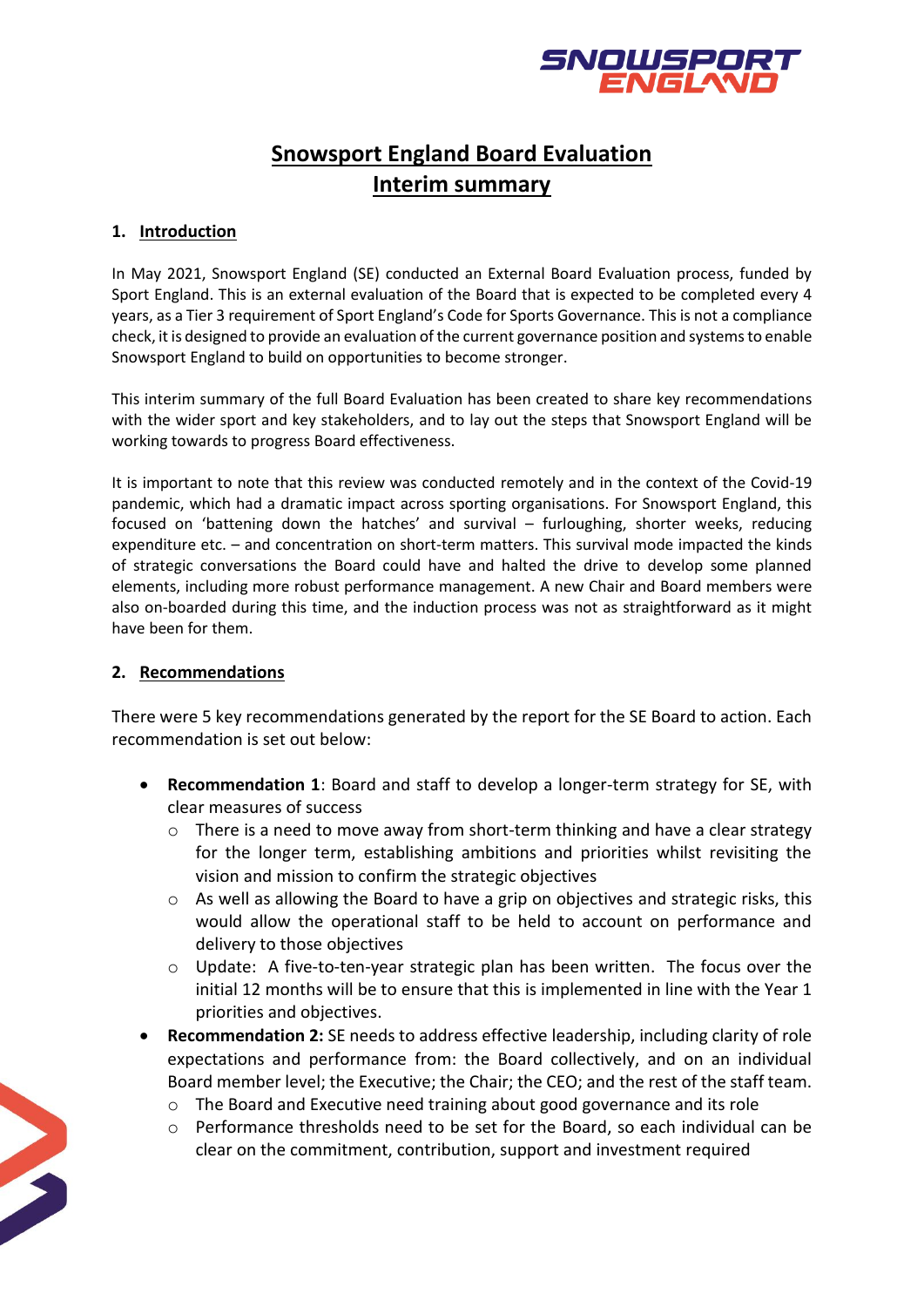# Snowsport England Board Evaluation
# Interim summary

## 1. Introduction

In May 2021, Snowsport England (SE) conducted an External Board Evaluation process, funded by Sport England. This is an external evaluation of the Board that is expected to be completed every 4 years, as a Tier 3 requirement of Sport England's Code for Sports Governance. This is not a compliance check, it is designed to provide an evaluation of the current governance position and systems to enable Snowsport England to build on opportunities to become stronger.

This interim summary of the full Board Evaluation has been created to share key recommendations with the wider sport and key stakeholders, and to lay out the steps that Snowsport England will be working towards to progress Board effectiveness.

It is important to note that this review was conducted remotely and in the context of the Covid-19 pandemic, which had a dramatic impact across sporting organisations. For Snowsport England, this focused on 'battening down the hatches' and survival – furloughing, shorter weeks, reducing expenditure etc. – and concentration on short-term matters. This survival mode impacted the kinds of strategic conversations the Board could have and halted the drive to develop some planned elements, including more robust performance management. A new Chair and Board members were also on-boarded during this time, and the induction process was not as straightforward as it might have been for them.

## 2. Recommendations

There were 5 key recommendations generated by the report for the SE Board to action. Each recommendation is set out below:

- **Recommendation 1**: Board and staff to develop a longer-term strategy for SE, with clear measures of success
  - There is a need to move away from short-term thinking and have a clear strategy for the longer term, establishing ambitions and priorities whilst revisiting the vision and mission to confirm the strategic objectives
  - As well as allowing the Board to have a grip on objectives and strategic risks, this would allow the operational staff to be held to account on performance and delivery to those objectives
  - Update: A five-to-ten-year strategic plan has been written. The focus over the initial 12 months will be to ensure that this is implemented in line with the Year 1 priorities and objectives.
- **Recommendation 2:** SE needs to address effective leadership, including clarity of role expectations and performance from: the Board collectively, and on an individual Board member level; the Executive; the Chair; the CEO; and the rest of the staff team.
  - The Board and Executive need training about good governance and its role
  - Performance thresholds need to be set for the Board, so each individual can be clear on the commitment, contribution, support and investment required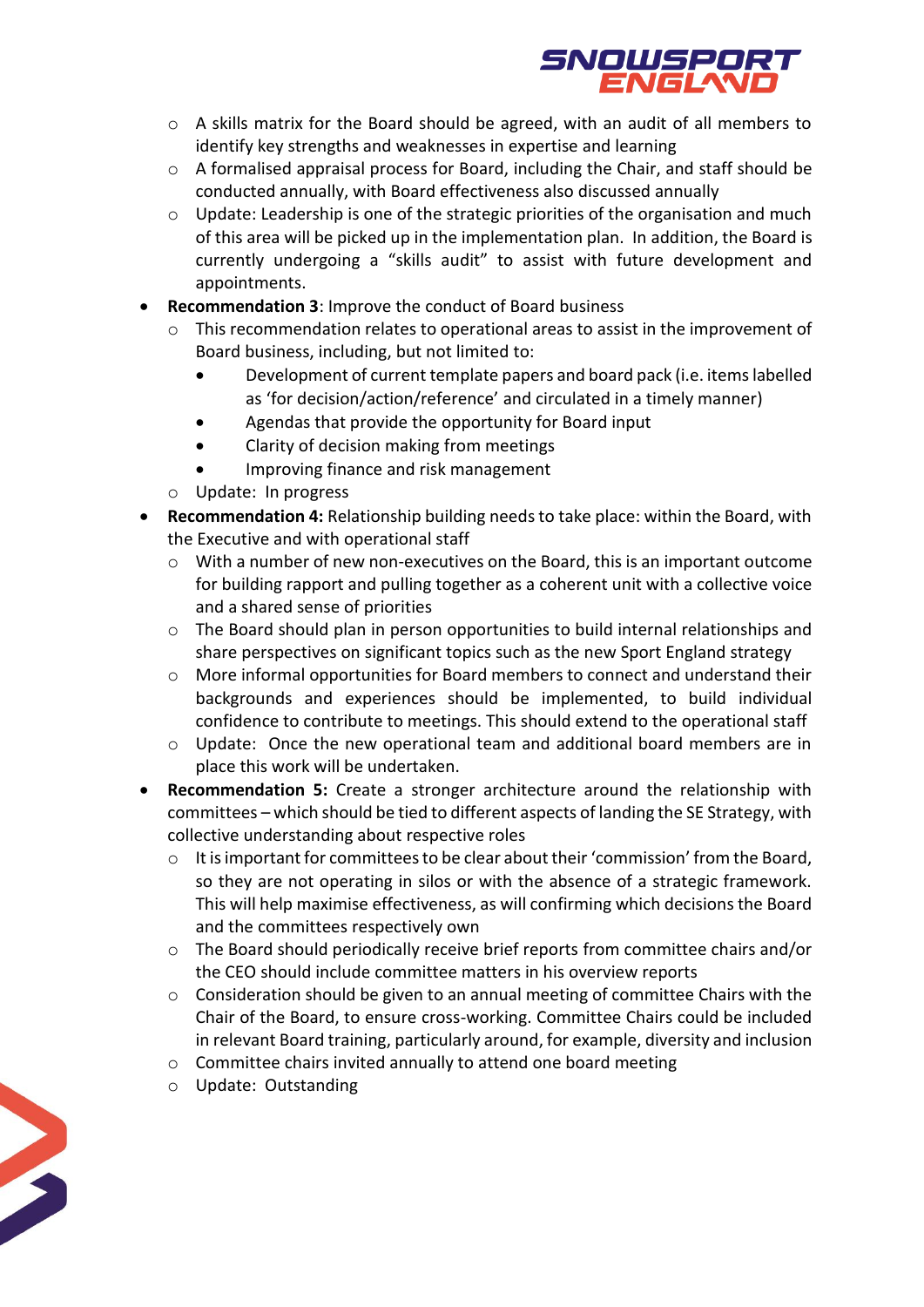- A skills matrix for the Board should be agreed, with an audit of all members to identify key strengths and weaknesses in expertise and learning
    - A formalised appraisal process for Board, including the Chair, and staff should be conducted annually, with Board effectiveness also discussed annually
    - Update: Leadership is one of the strategic priorities of the organisation and much of this area will be picked up in the implementation plan. In addition, the Board is currently undergoing a "skills audit" to assist with future development and appointments.
- **Recommendation 3**: Improve the conduct of Board business
    - This recommendation relates to operational areas to assist in the improvement of Board business, including, but not limited to:
        - Development of current template papers and board pack (i.e. items labelled as 'for decision/action/reference' and circulated in a timely manner)
        - Agendas that provide the opportunity for Board input
        - Clarity of decision making from meetings
        - Improving finance and risk management
    - Update: In progress
- **Recommendation 4:** Relationship building needs to take place: within the Board, with the Executive and with operational staff
    - With a number of new non-executives on the Board, this is an important outcome for building rapport and pulling together as a coherent unit with a collective voice and a shared sense of priorities
    - The Board should plan in person opportunities to build internal relationships and share perspectives on significant topics such as the new Sport England strategy
    - More informal opportunities for Board members to connect and understand their backgrounds and experiences should be implemented, to build individual confidence to contribute to meetings. This should extend to the operational staff
    - Update: Once the new operational team and additional board members are in place this work will be undertaken.
- **Recommendation 5:** Create a stronger architecture around the relationship with committees – which should be tied to different aspects of landing the SE Strategy, with collective understanding about respective roles
    - It is important for committees to be clear about their 'commission' from the Board, so they are not operating in silos or with the absence of a strategic framework. This will help maximise effectiveness, as will confirming which decisions the Board and the committees respectively own
    - The Board should periodically receive brief reports from committee chairs and/or the CEO should include committee matters in his overview reports
    - Consideration should be given to an annual meeting of committee Chairs with the Chair of the Board, to ensure cross-working. Committee Chairs could be included in relevant Board training, particularly around, for example, diversity and inclusion
    - Committee chairs invited annually to attend one board meeting
    - Update: Outstanding